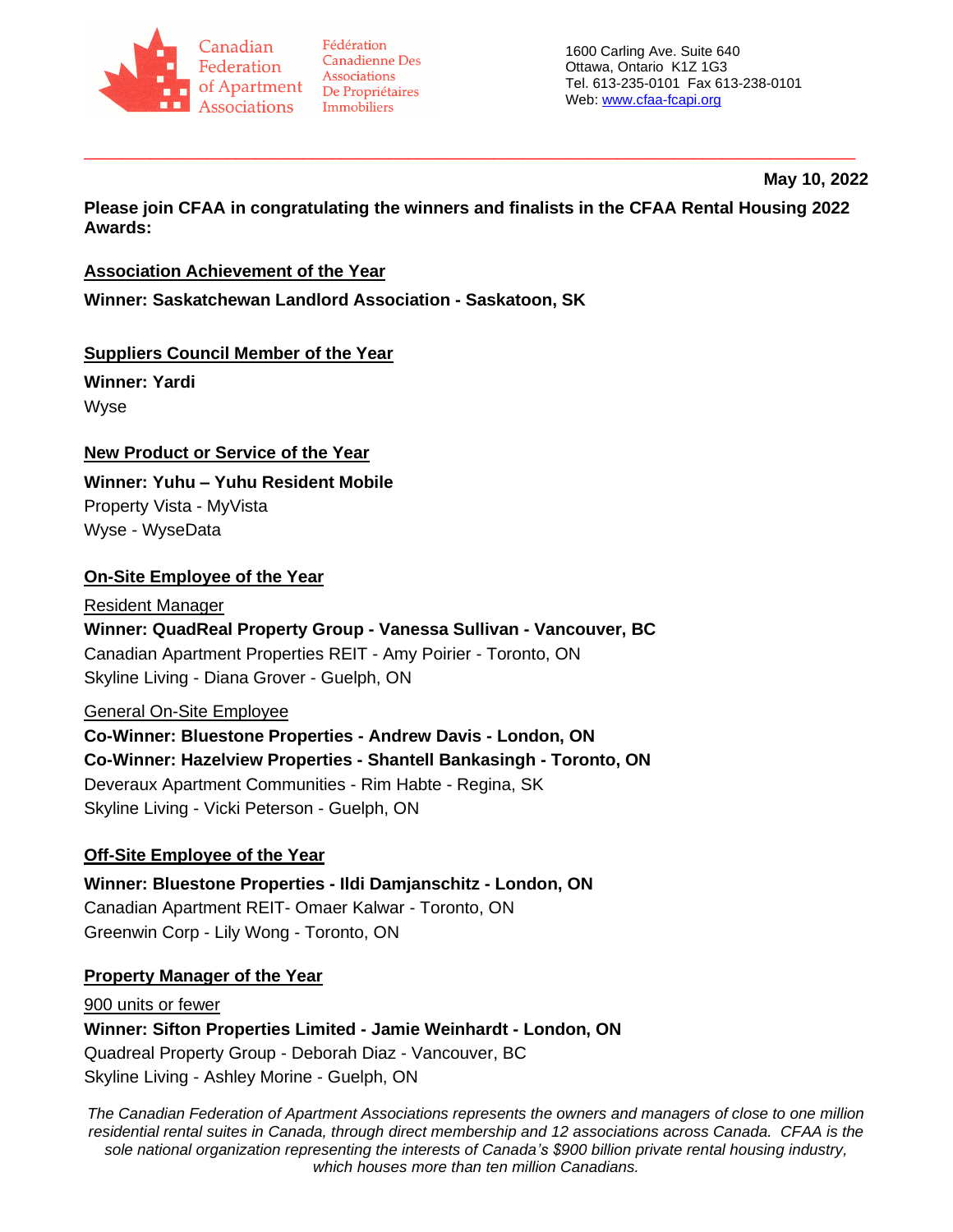Canadian Federation of Apartment Associations

Fédération Canadienne Des Associations De Propriétaires Immobiliers

1600 Carling Ave. Suite 640
Ottawa, Ontario K1Z 1G3
Tel. 613-235-0101 Fax 613-238-0101
Web: www.cfaa-fcapi.org

**May 10, 2022**

**Please join CFAA in congratulating the winners and finalists in the CFAA Rental Housing 2022 Awards:**

**Association Achievement of the Year**

**Winner: Saskatchewan Landlord Association - Saskatoon, SK**

**Suppliers Council Member of the Year**

**Winner: Yardi**
Wyse

**New Product or Service of the Year**

**Winner: Yuhu – Yuhu Resident Mobile**
Property Vista - MyVista
Wyse - WyseData

**On-Site Employee of the Year**

Resident Manager

**Winner: QuadReal Property Group - Vanessa Sullivan - Vancouver, BC**
Canadian Apartment Properties REIT - Amy Poirier - Toronto, ON
Skyline Living - Diana Grover - Guelph, ON

General On-Site Employee

**Co-Winner: Bluestone Properties - Andrew Davis - London, ON**
**Co-Winner: Hazelview Properties - Shantell Bankasingh - Toronto, ON**
Deveraux Apartment Communities - Rim Habte - Regina, SK
Skyline Living - Vicki Peterson - Guelph, ON

**Off-Site Employee of the Year**

**Winner: Bluestone Properties - Ildi Damjanschitz - London, ON**
Canadian Apartment REIT- Omaer Kalwar - Toronto, ON
Greenwin Corp - Lily Wong - Toronto, ON

**Property Manager of the Year**

900 units or fewer

**Winner: Sifton Properties Limited - Jamie Weinhardt - London, ON**
Quadreal Property Group - Deborah Diaz - Vancouver, BC
Skyline Living - Ashley Morine - Guelph, ON

*The Canadian Federation of Apartment Associations represents the owners and managers of close to one million residential rental suites in Canada, through direct membership and 12 associations across Canada. CFAA is the sole national organization representing the interests of Canada's $900 billion private rental housing industry, which houses more than ten million Canadians.*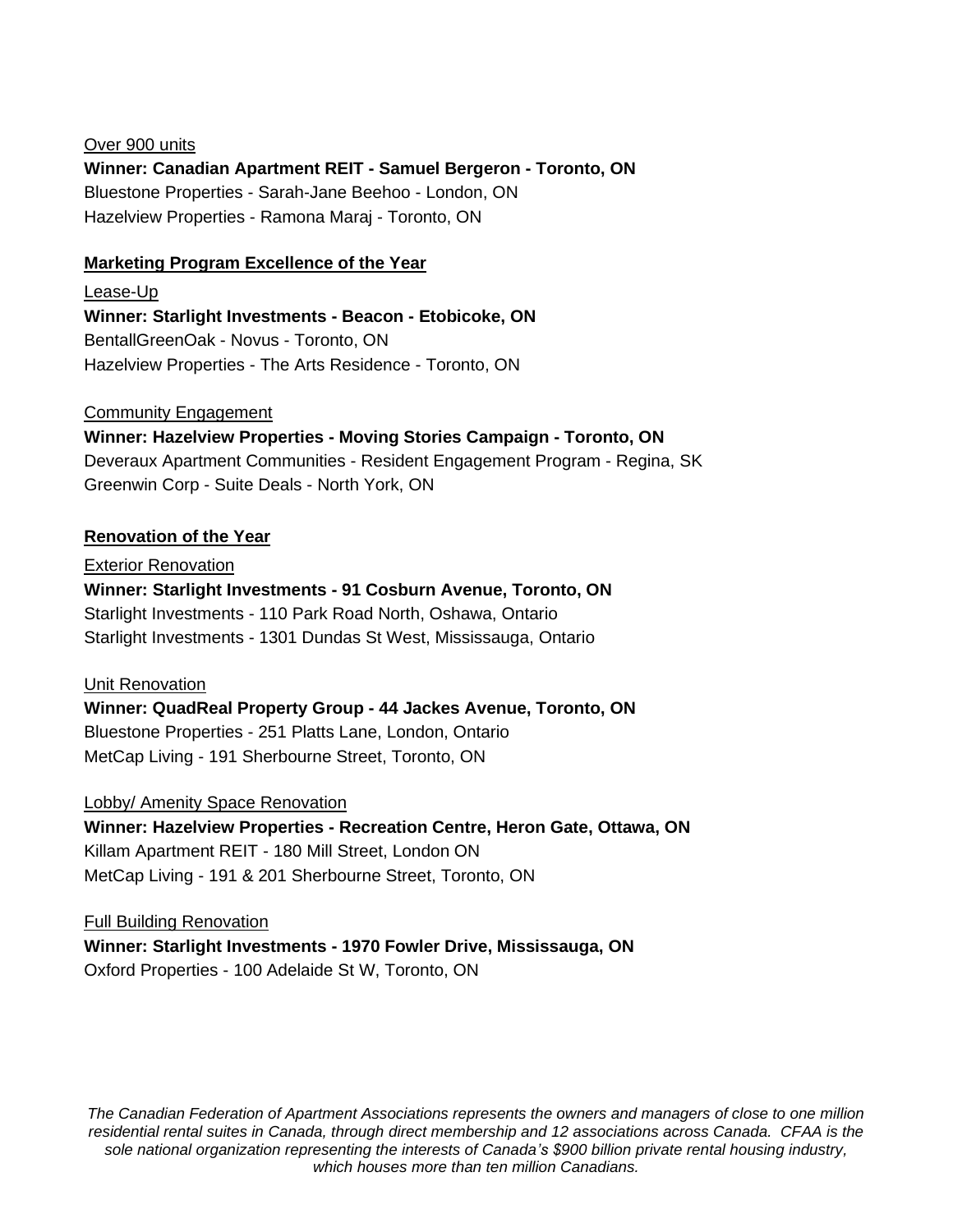Over 900 units

**Winner: Canadian Apartment REIT - Samuel Bergeron - Toronto, ON**

Bluestone Properties - Sarah-Jane Beehoo - London, ON

Hazelview Properties - Ramona Maraj - Toronto, ON

## Marketing Program Excellence of the Year

Lease-Up

**Winner: Starlight Investments - Beacon - Etobicoke, ON**

BentallGreenOak - Novus - Toronto, ON

Hazelview Properties - The Arts Residence - Toronto, ON

Community Engagement

**Winner: Hazelview Properties - Moving Stories Campaign - Toronto, ON**

Deveraux Apartment Communities - Resident Engagement Program - Regina, SK

Greenwin Corp - Suite Deals - North York, ON

## Renovation of the Year

Exterior Renovation

**Winner: Starlight Investments - 91 Cosburn Avenue, Toronto, ON**

Starlight Investments - 110 Park Road North, Oshawa, Ontario

Starlight Investments - 1301 Dundas St West, Mississauga, Ontario

Unit Renovation

**Winner: QuadReal Property Group - 44 Jackes Avenue, Toronto, ON**

Bluestone Properties - 251 Platts Lane, London, Ontario

MetCap Living - 191 Sherbourne Street, Toronto, ON

Lobby/ Amenity Space Renovation

**Winner: Hazelview Properties - Recreation Centre, Heron Gate, Ottawa, ON**

Killam Apartment REIT - 180 Mill Street, London ON

MetCap Living - 191 & 201 Sherbourne Street, Toronto, ON

Full Building Renovation

**Winner: Starlight Investments - 1970 Fowler Drive, Mississauga, ON**

Oxford Properties - 100 Adelaide St W, Toronto, ON

*The Canadian Federation of Apartment Associations represents the owners and managers of close to one million residential rental suites in Canada, through direct membership and 12 associations across Canada. CFAA is the sole national organization representing the interests of Canada's $900 billion private rental housing industry, which houses more than ten million Canadians.*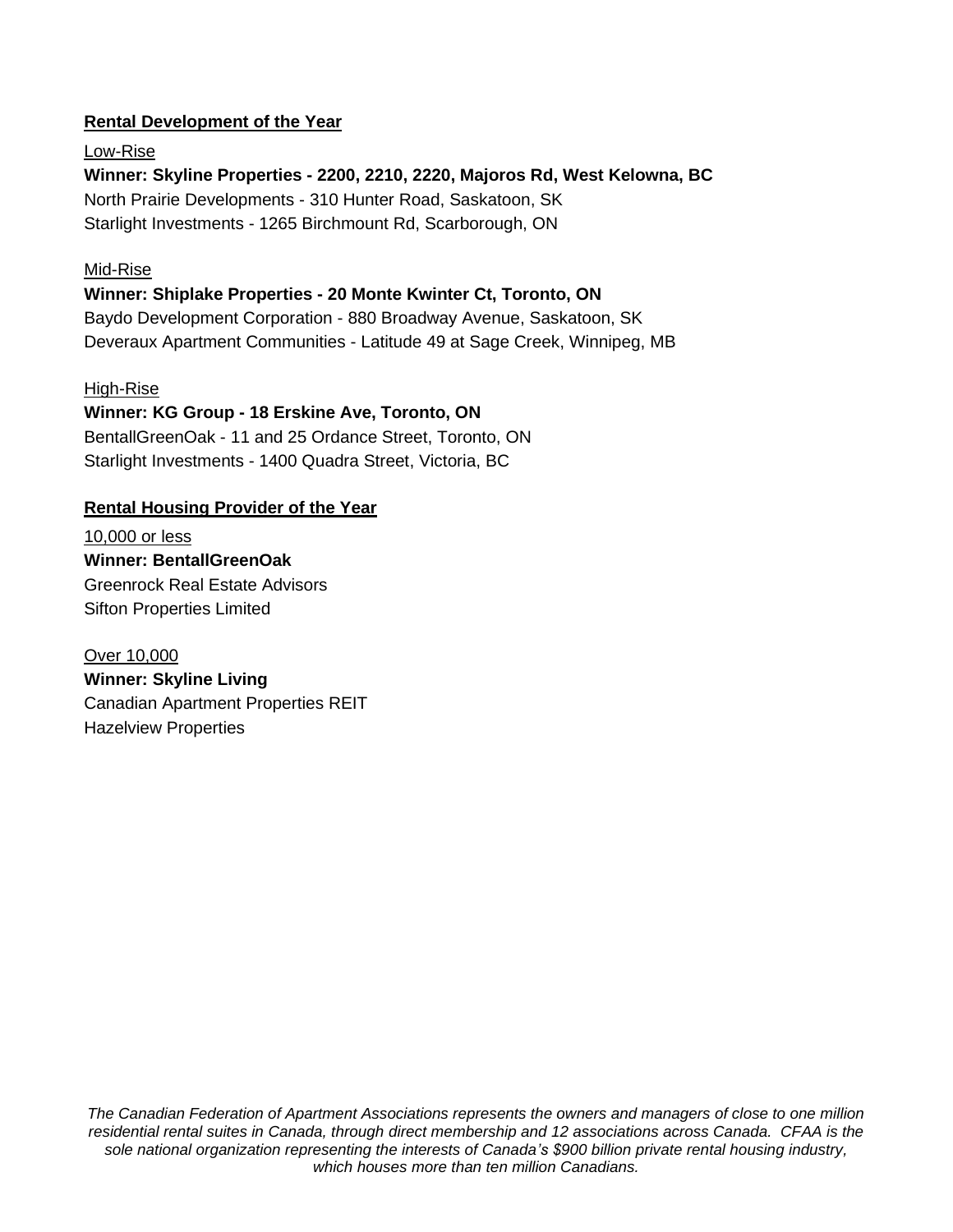## Rental Development of the Year

Low-Rise

**Winner: Skyline Properties - 2200, 2210, 2220, Majoros Rd, West Kelowna, BC**
North Prairie Developments - 310 Hunter Road, Saskatoon, SK
Starlight Investments - 1265 Birchmount Rd, Scarborough, ON

Mid-Rise

**Winner: Shiplake Properties - 20 Monte Kwinter Ct, Toronto, ON**
Baydo Development Corporation - 880 Broadway Avenue, Saskatoon, SK
Deveraux Apartment Communities - Latitude 49 at Sage Creek, Winnipeg, MB

High-Rise

**Winner: KG Group - 18 Erskine Ave, Toronto, ON**
BentallGreenOak - 11 and 25 Ordance Street, Toronto, ON
Starlight Investments - 1400 Quadra Street, Victoria, BC

## Rental Housing Provider of the Year

10,000 or less

**Winner: BentallGreenOak**
Greenrock Real Estate Advisors
Sifton Properties Limited

Over 10,000

**Winner: Skyline Living**
Canadian Apartment Properties REIT
Hazelview Properties

*The Canadian Federation of Apartment Associations represents the owners and managers of close to one million residential rental suites in Canada, through direct membership and 12 associations across Canada. CFAA is the sole national organization representing the interests of Canada's $900 billion private rental housing industry, which houses more than ten million Canadians.*